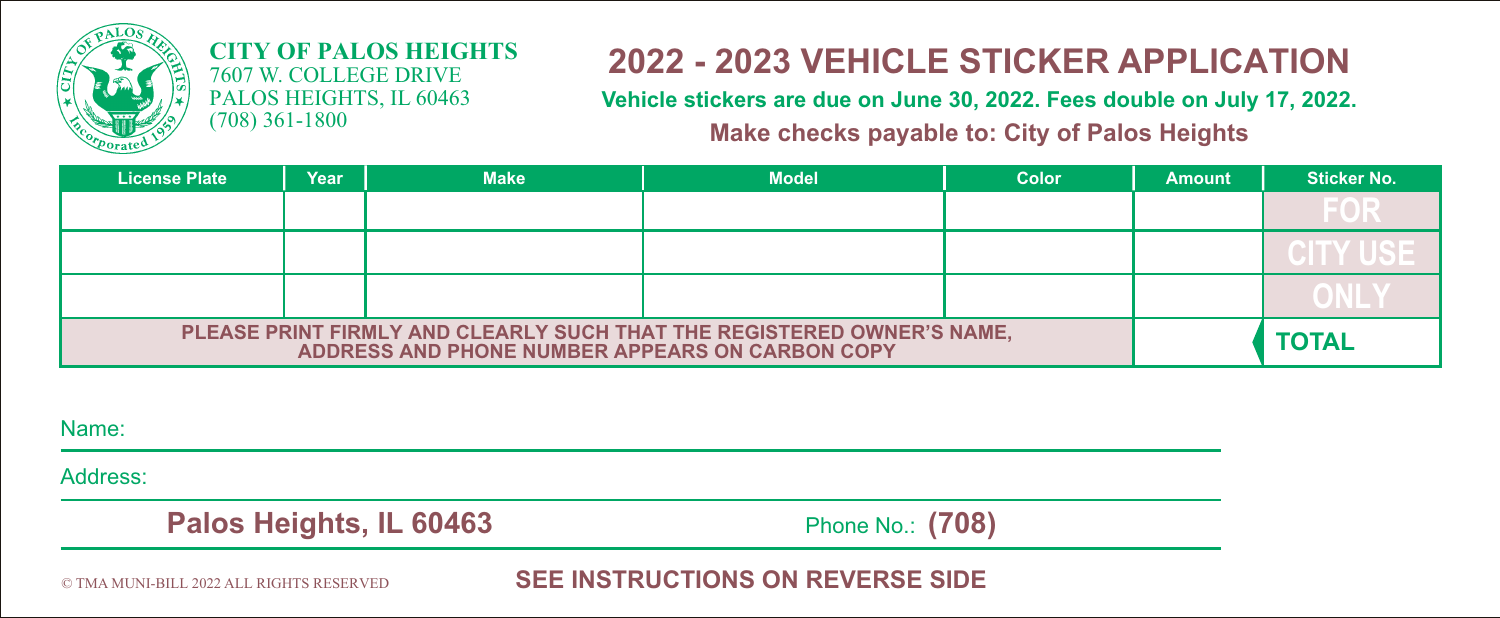**CITY OF PALOS HEIGHTS**
7607 W. COLLEGE DRIVE
PALOS HEIGHTS, IL 60463
(708) 361-1800

# 2022 - 2023 VEHICLE STICKER APPLICATION

**Vehicle stickers are due on June 30, 2022. Fees double on July 17, 2022.**

**Make checks payable to: City of Palos Heights**

| License Plate | Year | Make | Model | Color | Amount | Sticker No. |
|---|---|---|---|---|---|---|
| | | | | | | FOR |
| | | | | | | CITY USE |
| | | | | | | ONLY |
| **PLEASE PRINT FIRMLY AND CLEARLY SUCH THAT THE REGISTERED OWNER'S NAME, ADDRESS AND PHONE NUMBER APPEARS ON CARBON COPY** | | | | | | **TOTAL** |

Name:

Address:

**Palos Heights, IL 60463** Phone No.: **(708)**

© TMA MUNI-BILL 2022 ALL RIGHTS RESERVED

**SEE INSTRUCTIONS ON REVERSE SIDE**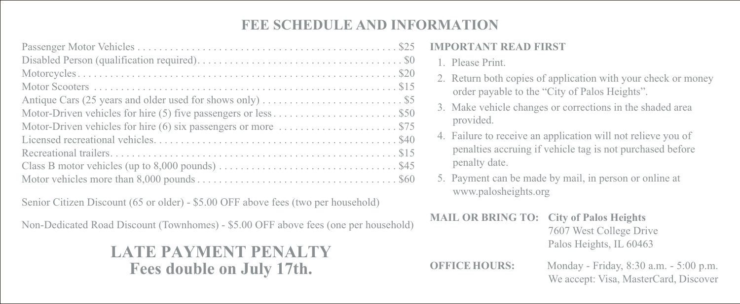# FEE SCHEDULE AND INFORMATION

| | |
|---|---|
| Passenger Motor Vehicles | $25 |
| Disabled Person (qualification required) | $0 |
| Motorcycles | $20 |
| Motor Scooters | $15 |
| Antique Cars (25 years and older used for shows only) | $5 |
| Motor-Driven vehicles for hire (5) five passengers or less | $50 |
| Motor-Driven vehicles for hire (6) six passengers or more | $75 |
| Licensed recreational vehicles | $40 |
| Recreational trailers | $15 |
| Class B motor vehicles (up to 8,000 pounds) | $45 |
| Motor vehicles more than 8,000 pounds | $60 |

Senior Citizen Discount (65 or older) - $5.00 OFF above fees (two per household)

Non-Dedicated Road Discount (Townhomes) - $5.00 OFF above fees (one per household)

## LATE PAYMENT PENALTY
**Fees double on July 17th.**

### IMPORTANT READ FIRST

1. Please Print.
2. Return both copies of application with your check or money order payable to the "City of Palos Heights".
3. Make vehicle changes or corrections in the shaded area provided.
4. Failure to receive an application will not relieve you of penalties accruing if vehicle tag is not purchased before penalty date.
5. Payment can be made by mail, in person or online at www.palosheights.org

**MAIL OR BRING TO:** **City of Palos Heights**
7607 West College Drive
Palos Heights, IL 60463

**OFFICE HOURS:** Monday - Friday, 8:30 a.m. - 5:00 p.m.
We accept: Visa, MasterCard, Discover